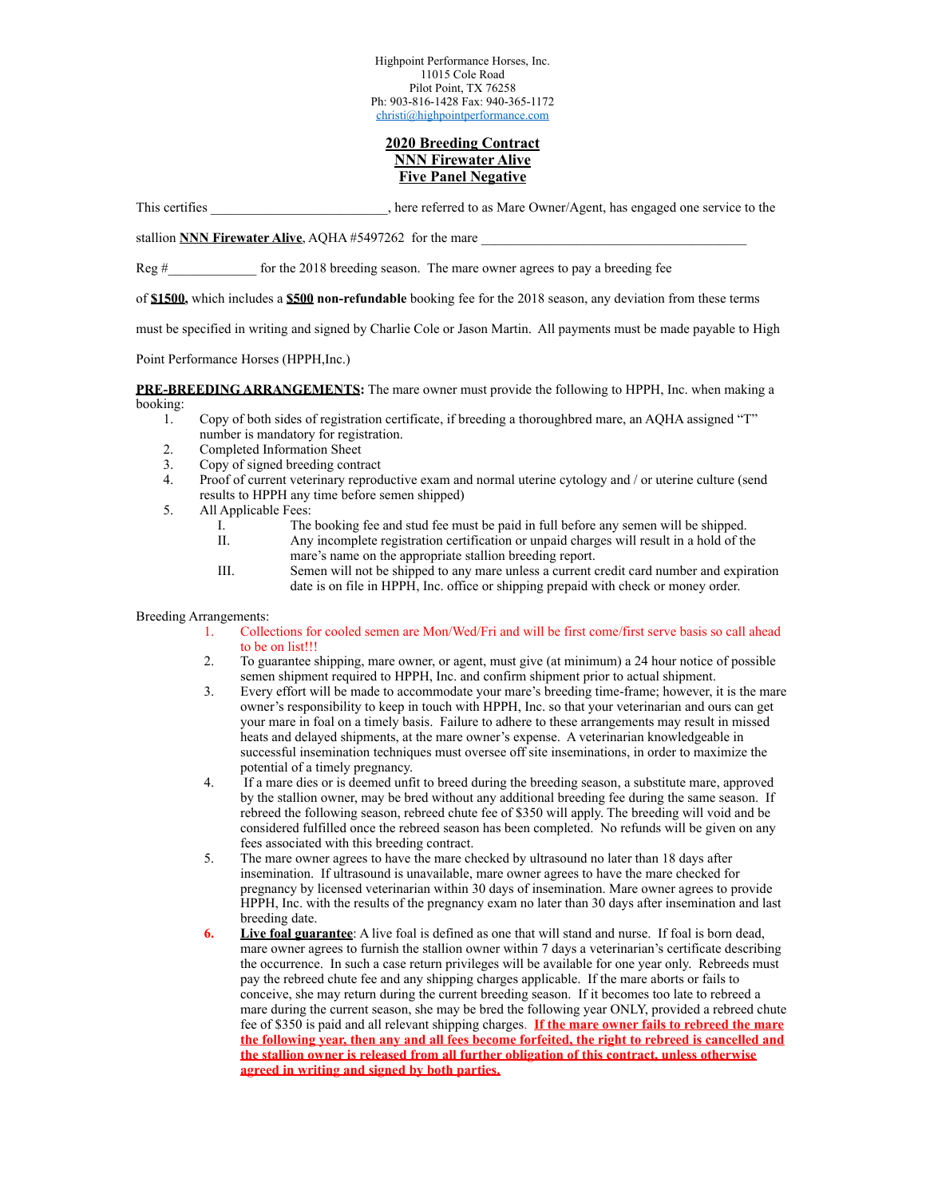Highpoint Performance Horses, Inc.
11015 Cole Road
Pilot Point, TX 76258
Ph: 903-816-1428 Fax: 940-365-1172
christi@highpointperformance.com

# 2020 Breeding Contract
# NNN Firewater Alive
# Five Panel Negative

This certifies __________________________, here referred to as Mare Owner/Agent, has engaged one service to the stallion **NNN Firewater Alive**, AQHA #5497262 for the mare _______________________________________ Reg #_____________ for the 2018 breeding season. The mare owner agrees to pay a breeding fee of **$1500**, which includes a **$500 non-refundable** booking fee for the 2018 season, any deviation from these terms must be specified in writing and signed by Charlie Cole or Jason Martin. All payments must be made payable to High Point Performance Horses (HPPH,Inc.)

**PRE-BREEDING ARRANGEMENTS:** The mare owner must provide the following to HPPH, Inc. when making a booking:

1. Copy of both sides of registration certificate, if breeding a thoroughbred mare, an AQHA assigned "T" number is mandatory for registration.
2. Completed Information Sheet
3. Copy of signed breeding contract
4. Proof of current veterinary reproductive exam and normal uterine cytology and / or uterine culture (send results to HPPH any time before semen shipped)
5. All Applicable Fees:
   - I. The booking fee and stud fee must be paid in full before any semen will be shipped.
   - II. Any incomplete registration certification or unpaid charges will result in a hold of the mare's name on the appropriate stallion breeding report.
   - III. Semen will not be shipped to any mare unless a current credit card number and expiration date is on file in HPPH, Inc. office or shipping prepaid with check or money order.

Breeding Arrangements:

1. Collections for cooled semen are Mon/Wed/Fri and will be first come/first serve basis so call ahead to be on list!!!
2. To guarantee shipping, mare owner, or agent, must give (at minimum) a 24 hour notice of possible semen shipment required to HPPH, Inc. and confirm shipment prior to actual shipment.
3. Every effort will be made to accommodate your mare's breeding time-frame; however, it is the mare owner's responsibility to keep in touch with HPPH, Inc. so that your veterinarian and ours can get your mare in foal on a timely basis. Failure to adhere to these arrangements may result in missed heats and delayed shipments, at the mare owner's expense. A veterinarian knowledgeable in successful insemination techniques must oversee off site inseminations, in order to maximize the potential of a timely pregnancy.
4. If a mare dies or is deemed unfit to breed during the breeding season, a substitute mare, approved by the stallion owner, may be bred without any additional breeding fee during the same season. If rebreed the following season, rebreed chute fee of $350 will apply. The breeding will void and be considered fulfilled once the rebreed season has been completed. No refunds will be given on any fees associated with this breeding contract.
5. The mare owner agrees to have the mare checked by ultrasound no later than 18 days after insemination. If ultrasound is unavailable, mare owner agrees to have the mare checked for pregnancy by licensed veterinarian within 30 days of insemination. Mare owner agrees to provide HPPH, Inc. with the results of the pregnancy exam no later than 30 days after insemination and last breeding date.
6. **Live foal guarantee**: A live foal is defined as one that will stand and nurse. If foal is born dead, mare owner agrees to furnish the stallion owner within 7 days a veterinarian's certificate describing the occurrence. In such a case return privileges will be available for one year only. Rebreeds must pay the rebreed chute fee and any shipping charges applicable. If the mare aborts or fails to conceive, she may return during the current breeding season. If it becomes too late to rebreed a mare during the current season, she may be bred the following year ONLY, provided a rebreed chute fee of $350 is paid and all relevant shipping charges. **If the mare owner fails to rebreed the mare the following year, then any and all fees become forfeited, the right to rebreed is cancelled and the stallion owner is released from all further obligation of this contract, unless otherwise agreed in writing and signed by both parties.**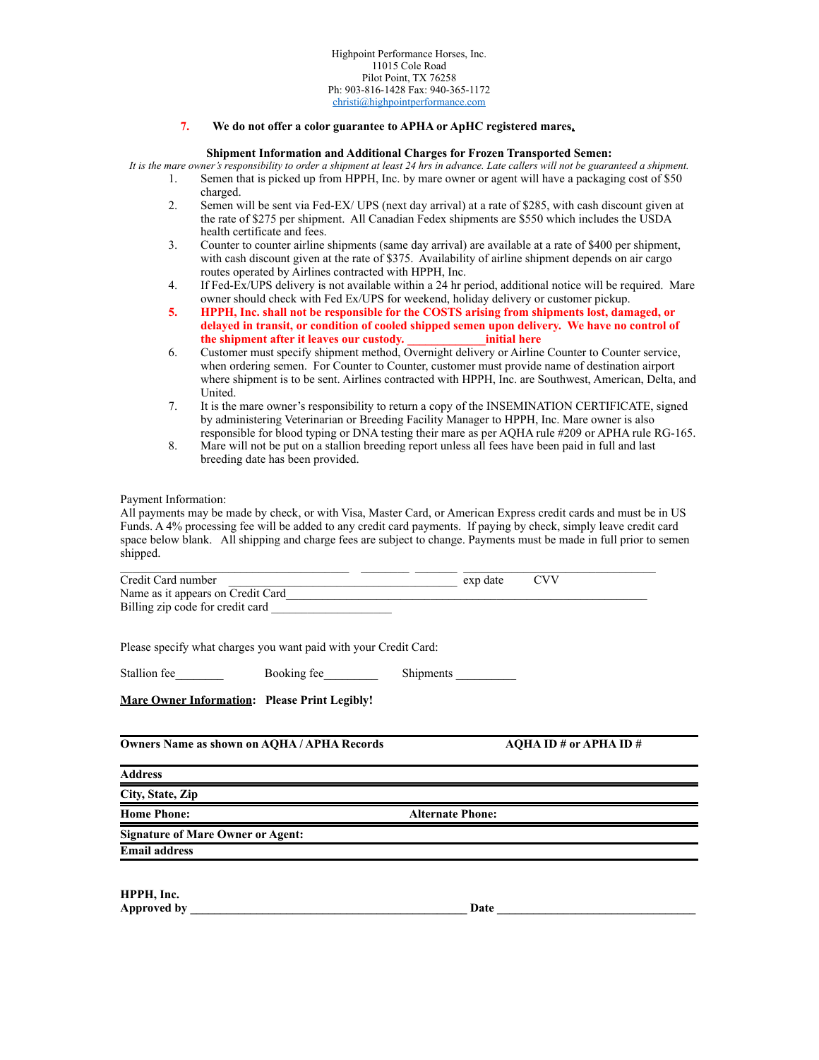Highpoint Performance Horses, Inc.
11015 Cole Road
Pilot Point, TX 76258
Ph: 903-816-1428 Fax: 940-365-1172
christi@highpointperformance.com

7. **We do not offer a color guarantee to APHA or ApHC registered mares.**

### Shipment Information and Additional Charges for Frozen Transported Semen:

*It is the mare owner's responsibility to order a shipment at least 24 hrs in advance. Late callers will not be guaranteed a shipment.*

1. Semen that is picked up from HPPH, Inc. by mare owner or agent will have a packaging cost of $50 charged.
2. Semen will be sent via Fed-EX/ UPS (next day arrival) at a rate of $285, with cash discount given at the rate of $275 per shipment. All Canadian Fedex shipments are $550 which includes the USDA health certificate and fees.
3. Counter to counter airline shipments (same day arrival) are available at a rate of $400 per shipment, with cash discount given at the rate of $375. Availability of airline shipment depends on air cargo routes operated by Airlines contracted with HPPH, Inc.
4. If Fed-Ex/UPS delivery is not available within a 24 hr period, additional notice will be required. Mare owner should check with Fed Ex/UPS for weekend, holiday delivery or customer pickup.
5. **HPPH, Inc. shall not be responsible for the COSTS arising from shipments lost, damaged, or delayed in transit, or condition of cooled shipped semen upon delivery. We have no control of the shipment after it leaves our custody. _____________initial here**
6. Customer must specify shipment method, Overnight delivery or Airline Counter to Counter service, when ordering semen. For Counter to Counter, customer must provide name of destination airport where shipment is to be sent. Airlines contracted with HPPH, Inc. are Southwest, American, Delta, and United.
7. It is the mare owner's responsibility to return a copy of the INSEMINATION CERTIFICATE, signed by administering Veterinarian or Breeding Facility Manager to HPPH, Inc. Mare owner is also responsible for blood typing or DNA testing their mare as per AQHA rule #209 or APHA rule RG-165.
8. Mare will not be put on a stallion breeding report unless all fees have been paid in full and last breeding date has been provided.

Payment Information:
All payments may be made by check, or with Visa, Master Card, or American Express credit cards and must be in US Funds. A 4% processing fee will be added to any credit card payments. If paying by check, simply leave credit card space below blank. All shipping and charge fees are subject to change. Payments must be made in full prior to semen shipped.

_______________________________________ ________ _______ _________________________________

Credit Card number ____________________________________ exp date CVV

Name as it appears on Credit Card____________________________________________________________

Billing zip code for credit card ____________________

Please specify what charges you want paid with your Credit Card:

Stallion fee________ Booking fee_________ Shipments __________

**Mare Owner Information: Please Print Legibly!**

**Owners Name as shown on AQHA / APHA Records** **AQHA ID # or APHA ID #**

**Address**

**City, State, Zip**

**Home Phone:** **Alternate Phone:**

**Signature of Mare Owner or Agent:**

**Email address**

**HPPH, Inc.**
**Approved by ______________________________________________ Date _________________________________**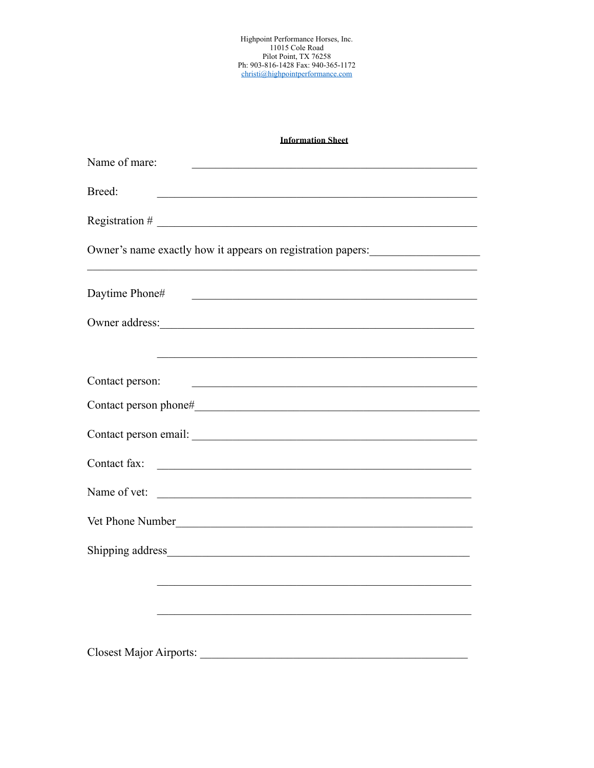Highpoint Performance Horses, Inc.
11015 Cole Road
Pilot Point, TX 76258
Ph: 903-816-1428 Fax: 940-365-1172
christi@highpointperformance.com

**Information Sheet**

Name of mare: ______________________________________________

Breed: ______________________________________________

Registration # ______________________________________________

Owner's name exactly how it appears on registration papers:__________________

______________________________________________________________

Daytime Phone# ______________________________________________

Owner address:______________________________________________

______________________________________________

Contact person: ______________________________________________

Contact person phone#______________________________________________

Contact person email: ______________________________________________

Contact fax: ______________________________________________

Name of vet: ______________________________________________

Vet Phone Number______________________________________________

Shipping address______________________________________________

______________________________________________

______________________________________________

Closest Major Airports: ______________________________________________